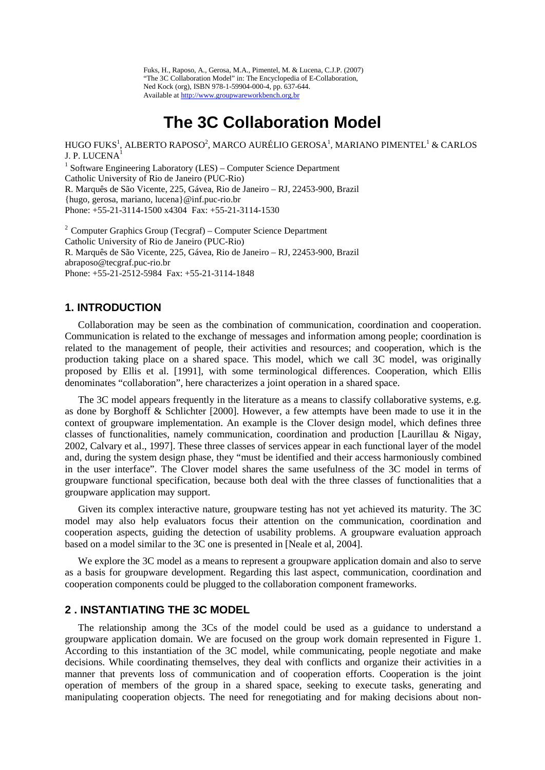Fuks, H., Raposo, A., Gerosa, M.A., Pimentel, M. & Lucena, C.J.P. (2007)
"The 3C Collaboration Model" in: The Encyclopedia of E-Collaboration,
Ned Kock (org), ISBN 978-1-59904-000-4, pp. 637-644.
Available at http://www.groupwareworkbench.org.br

# The 3C Collaboration Model

HUGO FUKS[1], ALBERTO RAPOSO[2], MARCO AURÉLIO GEROSA[1], MARIANO PIMENTEL[1] & CARLOS J. P. LUCENA[1]

[1] Software Engineering Laboratory (LES) – Computer Science Department
Catholic University of Rio de Janeiro (PUC-Rio)
R. Marquês de São Vicente, 225, Gávea, Rio de Janeiro – RJ, 22453-900, Brazil
{hugo, gerosa, mariano, lucena}@inf.puc-rio.br
Phone: +55-21-3114-1500 x4304 Fax: +55-21-3114-1530

[2] Computer Graphics Group (Tecgraf) – Computer Science Department
Catholic University of Rio de Janeiro (PUC-Rio)
R. Marquês de São Vicente, 225, Gávea, Rio de Janeiro – RJ, 22453-900, Brazil
abraposo@tecgraf.puc-rio.br
Phone: +55-21-2512-5984 Fax: +55-21-3114-1848

## 1. INTRODUCTION

Collaboration may be seen as the combination of communication, coordination and cooperation. Communication is related to the exchange of messages and information among people; coordination is related to the management of people, their activities and resources; and cooperation, which is the production taking place on a shared space. This model, which we call 3C model, was originally proposed by Ellis et al. [1991], with some terminological differences. Cooperation, which Ellis denominates "collaboration", here characterizes a joint operation in a shared space.

The 3C model appears frequently in the literature as a means to classify collaborative systems, e.g. as done by Borghoff & Schlichter [2000]. However, a few attempts have been made to use it in the context of groupware implementation. An example is the Clover design model, which defines three classes of functionalities, namely communication, coordination and production [Laurillau & Nigay, 2002, Calvary et al., 1997]. These three classes of services appear in each functional layer of the model and, during the system design phase, they "must be identified and their access harmoniously combined in the user interface". The Clover model shares the same usefulness of the 3C model in terms of groupware functional specification, because both deal with the three classes of functionalities that a groupware application may support.

Given its complex interactive nature, groupware testing has not yet achieved its maturity. The 3C model may also help evaluators focus their attention on the communication, coordination and cooperation aspects, guiding the detection of usability problems. A groupware evaluation approach based on a model similar to the 3C one is presented in [Neale et al, 2004].

We explore the 3C model as a means to represent a groupware application domain and also to serve as a basis for groupware development. Regarding this last aspect, communication, coordination and cooperation components could be plugged to the collaboration component frameworks.

## 2 . INSTANTIATING THE 3C MODEL

The relationship among the 3Cs of the model could be used as a guidance to understand a groupware application domain. We are focused on the group work domain represented in Figure 1. According to this instantiation of the 3C model, while communicating, people negotiate and make decisions. While coordinating themselves, they deal with conflicts and organize their activities in a manner that prevents loss of communication and of cooperation efforts. Cooperation is the joint operation of members of the group in a shared space, seeking to execute tasks, generating and manipulating cooperation objects. The need for renegotiating and for making decisions about non-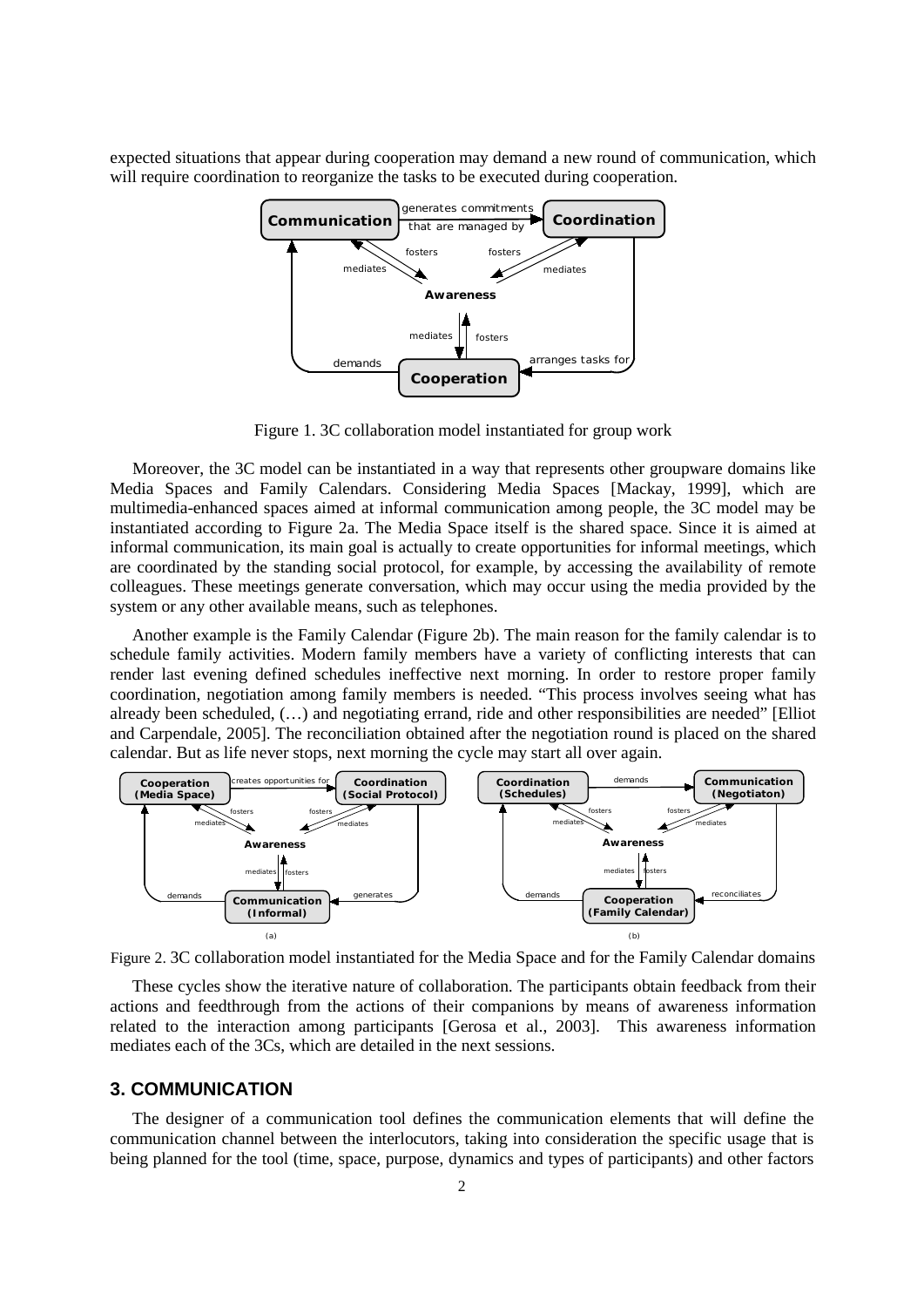expected situations that appear during cooperation may demand a new round of communication, which will require coordination to reorganize the tasks to be executed during cooperation.

Figure 1. 3C collaboration model instantiated for group work

Moreover, the 3C model can be instantiated in a way that represents other groupware domains like Media Spaces and Family Calendars. Considering Media Spaces [Mackay, 1999], which are multimedia-enhanced spaces aimed at informal communication among people, the 3C model may be instantiated according to Figure 2a. The Media Space itself is the shared space. Since it is aimed at informal communication, its main goal is actually to create opportunities for informal meetings, which are coordinated by the standing social protocol, for example, by accessing the availability of remote colleagues. These meetings generate conversation, which may occur using the media provided by the system or any other available means, such as telephones.

Another example is the Family Calendar (Figure 2b). The main reason for the family calendar is to schedule family activities. Modern family members have a variety of conflicting interests that can render last evening defined schedules ineffective next morning. In order to restore proper family coordination, negotiation among family members is needed. "This process involves seeing what has already been scheduled, (…) and negotiating errand, ride and other responsibilities are needed" [Elliot and Carpendale, 2005]. The reconciliation obtained after the negotiation round is placed on the shared calendar. But as life never stops, next morning the cycle may start all over again.

Figure 2. 3C collaboration model instantiated for the Media Space and for the Family Calendar domains

These cycles show the iterative nature of collaboration. The participants obtain feedback from their actions and feedthrough from the actions of their companions by means of awareness information related to the interaction among participants [Gerosa et al., 2003]. This awareness information mediates each of the 3Cs, which are detailed in the next sessions.

## 3. COMMUNICATION

The designer of a communication tool defines the communication elements that will define the communication channel between the interlocutors, taking into consideration the specific usage that is being planned for the tool (time, space, purpose, dynamics and types of participants) and other factors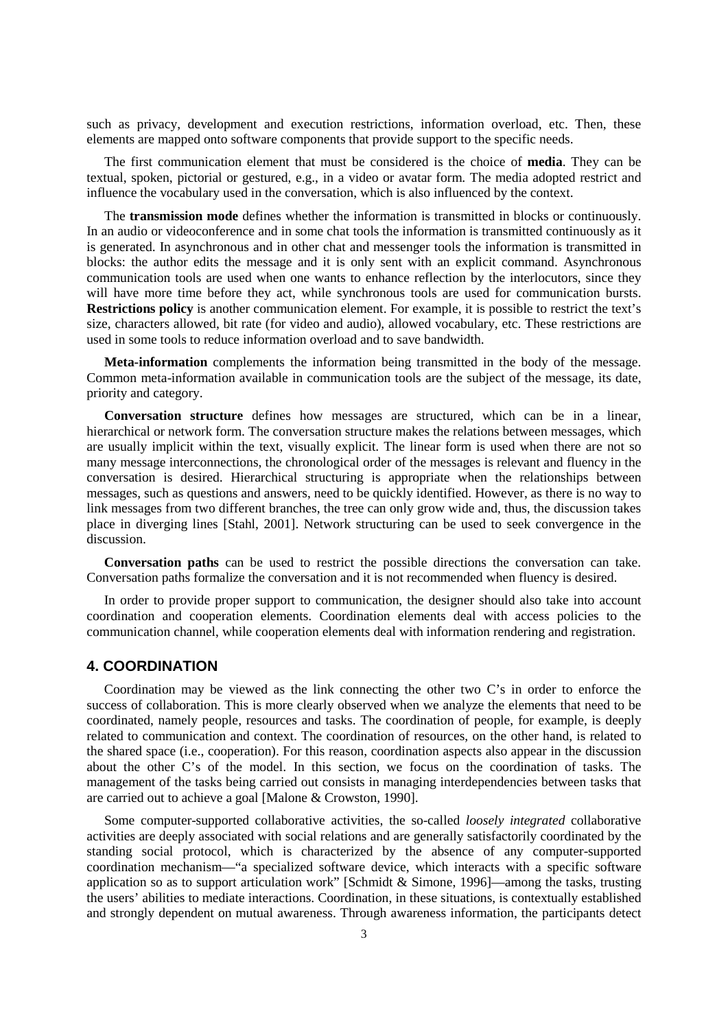such as privacy, development and execution restrictions, information overload, etc. Then, these elements are mapped onto software components that provide support to the specific needs.

The first communication element that must be considered is the choice of **media**. They can be textual, spoken, pictorial or gestured, e.g., in a video or avatar form. The media adopted restrict and influence the vocabulary used in the conversation, which is also influenced by the context.

The **transmission mode** defines whether the information is transmitted in blocks or continuously. In an audio or videoconference and in some chat tools the information is transmitted continuously as it is generated. In asynchronous and in other chat and messenger tools the information is transmitted in blocks: the author edits the message and it is only sent with an explicit command. Asynchronous communication tools are used when one wants to enhance reflection by the interlocutors, since they will have more time before they act, while synchronous tools are used for communication bursts. **Restrictions policy** is another communication element. For example, it is possible to restrict the text's size, characters allowed, bit rate (for video and audio), allowed vocabulary, etc. These restrictions are used in some tools to reduce information overload and to save bandwidth.

**Meta-information** complements the information being transmitted in the body of the message. Common meta-information available in communication tools are the subject of the message, its date, priority and category.

**Conversation structure** defines how messages are structured, which can be in a linear, hierarchical or network form. The conversation structure makes the relations between messages, which are usually implicit within the text, visually explicit. The linear form is used when there are not so many message interconnections, the chronological order of the messages is relevant and fluency in the conversation is desired. Hierarchical structuring is appropriate when the relationships between messages, such as questions and answers, need to be quickly identified. However, as there is no way to link messages from two different branches, the tree can only grow wide and, thus, the discussion takes place in diverging lines [Stahl, 2001]. Network structuring can be used to seek convergence in the discussion.

**Conversation paths** can be used to restrict the possible directions the conversation can take. Conversation paths formalize the conversation and it is not recommended when fluency is desired.

In order to provide proper support to communication, the designer should also take into account coordination and cooperation elements. Coordination elements deal with access policies to the communication channel, while cooperation elements deal with information rendering and registration.

## 4. COORDINATION

Coordination may be viewed as the link connecting the other two C's in order to enforce the success of collaboration. This is more clearly observed when we analyze the elements that need to be coordinated, namely people, resources and tasks. The coordination of people, for example, is deeply related to communication and context. The coordination of resources, on the other hand, is related to the shared space (i.e., cooperation). For this reason, coordination aspects also appear in the discussion about the other C's of the model. In this section, we focus on the coordination of tasks. The management of the tasks being carried out consists in managing interdependencies between tasks that are carried out to achieve a goal [Malone & Crowston, 1990].

Some computer-supported collaborative activities, the so-called *loosely integrated* collaborative activities are deeply associated with social relations and are generally satisfactorily coordinated by the standing social protocol, which is characterized by the absence of any computer-supported coordination mechanism—"a specialized software device, which interacts with a specific software application so as to support articulation work" [Schmidt & Simone, 1996]—among the tasks, trusting the users' abilities to mediate interactions. Coordination, in these situations, is contextually established and strongly dependent on mutual awareness. Through awareness information, the participants detect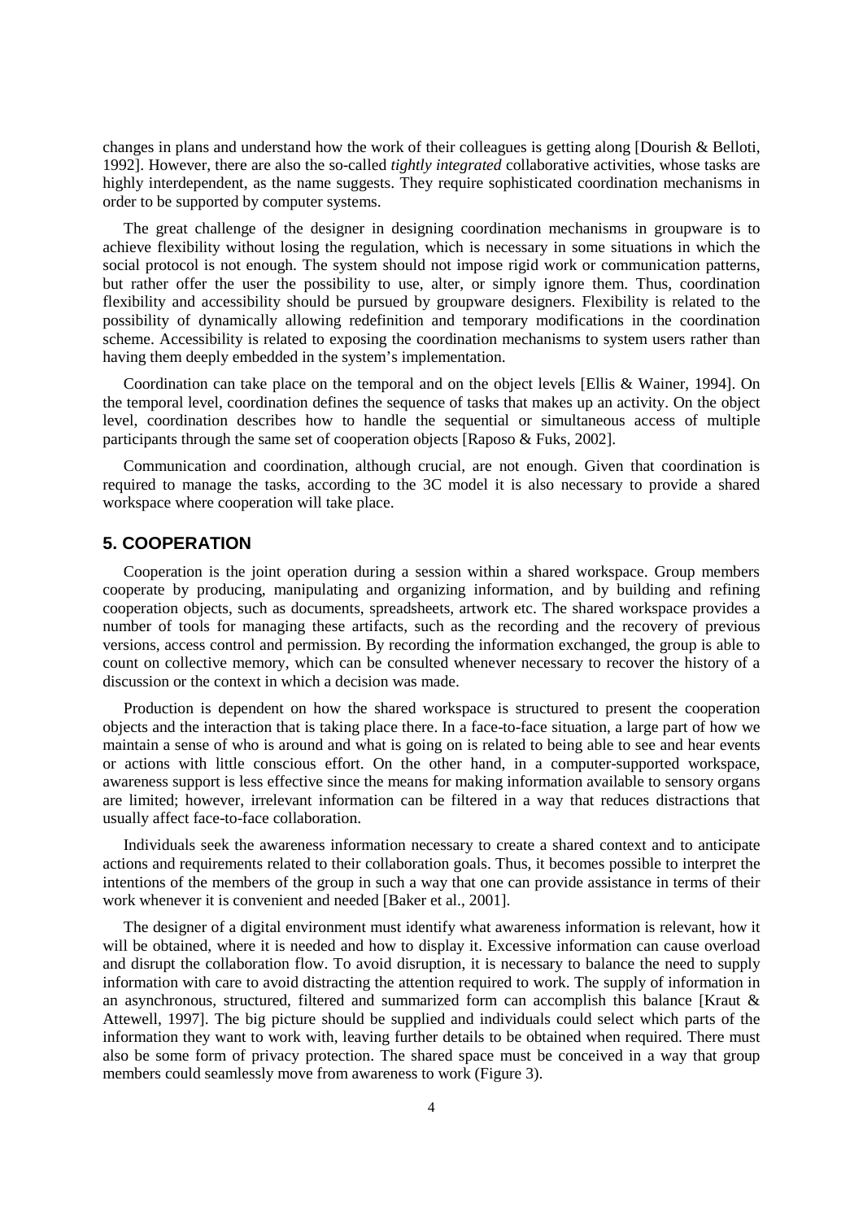changes in plans and understand how the work of their colleagues is getting along [Dourish & Belloti, 1992]. However, there are also the so-called *tightly integrated* collaborative activities, whose tasks are highly interdependent, as the name suggests. They require sophisticated coordination mechanisms in order to be supported by computer systems.

The great challenge of the designer in designing coordination mechanisms in groupware is to achieve flexibility without losing the regulation, which is necessary in some situations in which the social protocol is not enough. The system should not impose rigid work or communication patterns, but rather offer the user the possibility to use, alter, or simply ignore them. Thus, coordination flexibility and accessibility should be pursued by groupware designers. Flexibility is related to the possibility of dynamically allowing redefinition and temporary modifications in the coordination scheme. Accessibility is related to exposing the coordination mechanisms to system users rather than having them deeply embedded in the system's implementation.

Coordination can take place on the temporal and on the object levels [Ellis & Wainer, 1994]. On the temporal level, coordination defines the sequence of tasks that makes up an activity. On the object level, coordination describes how to handle the sequential or simultaneous access of multiple participants through the same set of cooperation objects [Raposo & Fuks, 2002].

Communication and coordination, although crucial, are not enough. Given that coordination is required to manage the tasks, according to the 3C model it is also necessary to provide a shared workspace where cooperation will take place.

## 5. COOPERATION

Cooperation is the joint operation during a session within a shared workspace. Group members cooperate by producing, manipulating and organizing information, and by building and refining cooperation objects, such as documents, spreadsheets, artwork etc. The shared workspace provides a number of tools for managing these artifacts, such as the recording and the recovery of previous versions, access control and permission. By recording the information exchanged, the group is able to count on collective memory, which can be consulted whenever necessary to recover the history of a discussion or the context in which a decision was made.

Production is dependent on how the shared workspace is structured to present the cooperation objects and the interaction that is taking place there. In a face-to-face situation, a large part of how we maintain a sense of who is around and what is going on is related to being able to see and hear events or actions with little conscious effort. On the other hand, in a computer-supported workspace, awareness support is less effective since the means for making information available to sensory organs are limited; however, irrelevant information can be filtered in a way that reduces distractions that usually affect face-to-face collaboration.

Individuals seek the awareness information necessary to create a shared context and to anticipate actions and requirements related to their collaboration goals. Thus, it becomes possible to interpret the intentions of the members of the group in such a way that one can provide assistance in terms of their work whenever it is convenient and needed [Baker et al., 2001].

The designer of a digital environment must identify what awareness information is relevant, how it will be obtained, where it is needed and how to display it. Excessive information can cause overload and disrupt the collaboration flow. To avoid disruption, it is necessary to balance the need to supply information with care to avoid distracting the attention required to work. The supply of information in an asynchronous, structured, filtered and summarized form can accomplish this balance [Kraut & Attewell, 1997]. The big picture should be supplied and individuals could select which parts of the information they want to work with, leaving further details to be obtained when required. There must also be some form of privacy protection. The shared space must be conceived in a way that group members could seamlessly move from awareness to work (Figure 3).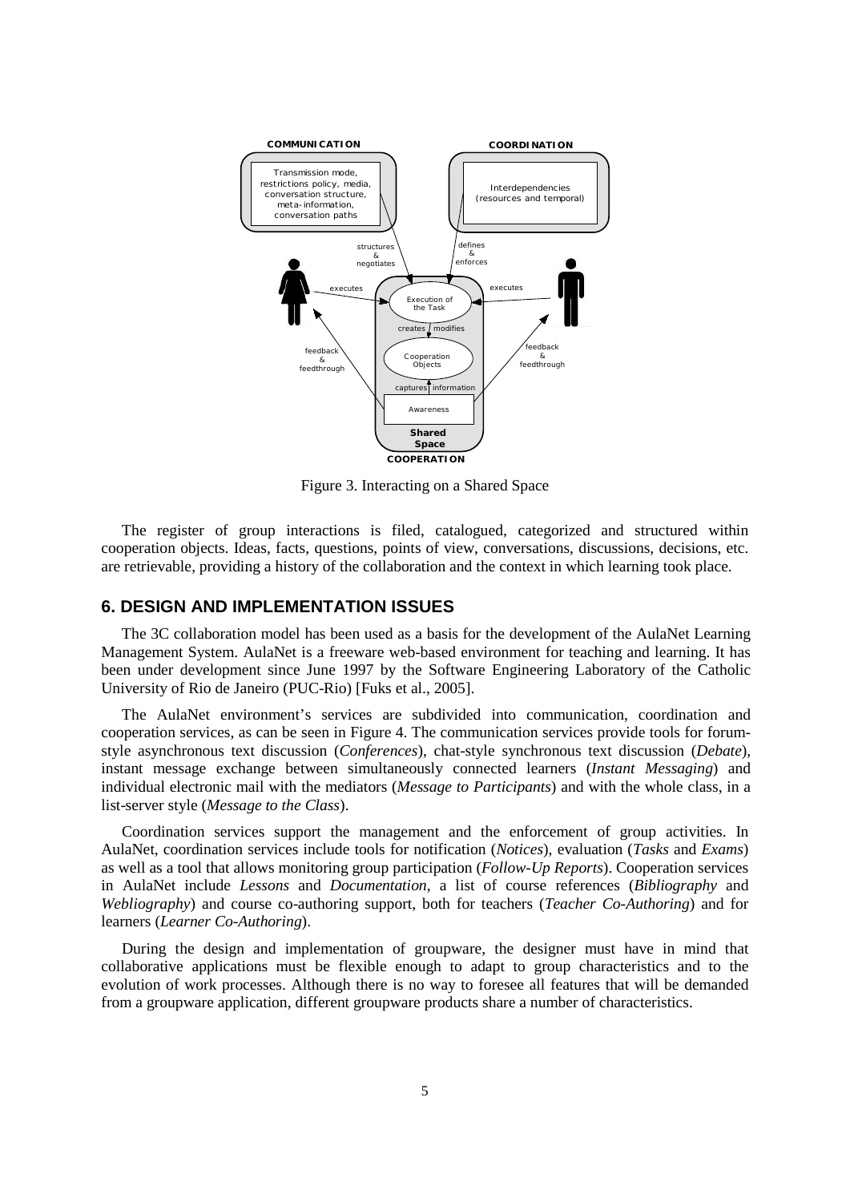Figure 3. Interacting on a Shared Space

The register of group interactions is filed, catalogued, categorized and structured within cooperation objects. Ideas, facts, questions, points of view, conversations, discussions, decisions, etc. are retrievable, providing a history of the collaboration and the context in which learning took place.

## 6. DESIGN AND IMPLEMENTATION ISSUES

The 3C collaboration model has been used as a basis for the development of the AulaNet Learning Management System. AulaNet is a freeware web-based environment for teaching and learning. It has been under development since June 1997 by the Software Engineering Laboratory of the Catholic University of Rio de Janeiro (PUC-Rio) [Fuks et al., 2005].

The AulaNet environment's services are subdivided into communication, coordination and cooperation services, as can be seen in Figure 4. The communication services provide tools for forum-style asynchronous text discussion (*Conferences*), chat-style synchronous text discussion (*Debate*), instant message exchange between simultaneously connected learners (*Instant Messaging*) and individual electronic mail with the mediators (*Message to Participants*) and with the whole class, in a list-server style (*Message to the Class*).

Coordination services support the management and the enforcement of group activities. In AulaNet, coordination services include tools for notification (*Notices*), evaluation (*Tasks* and *Exams*) as well as a tool that allows monitoring group participation (*Follow-Up Reports*). Cooperation services in AulaNet include *Lessons* and *Documentation*, a list of course references (*Bibliography* and *Webliography*) and course co-authoring support, both for teachers (*Teacher Co-Authoring*) and for learners (*Learner Co-Authoring*).

During the design and implementation of groupware, the designer must have in mind that collaborative applications must be flexible enough to adapt to group characteristics and to the evolution of work processes. Although there is no way to foresee all features that will be demanded from a groupware application, different groupware products share a number of characteristics.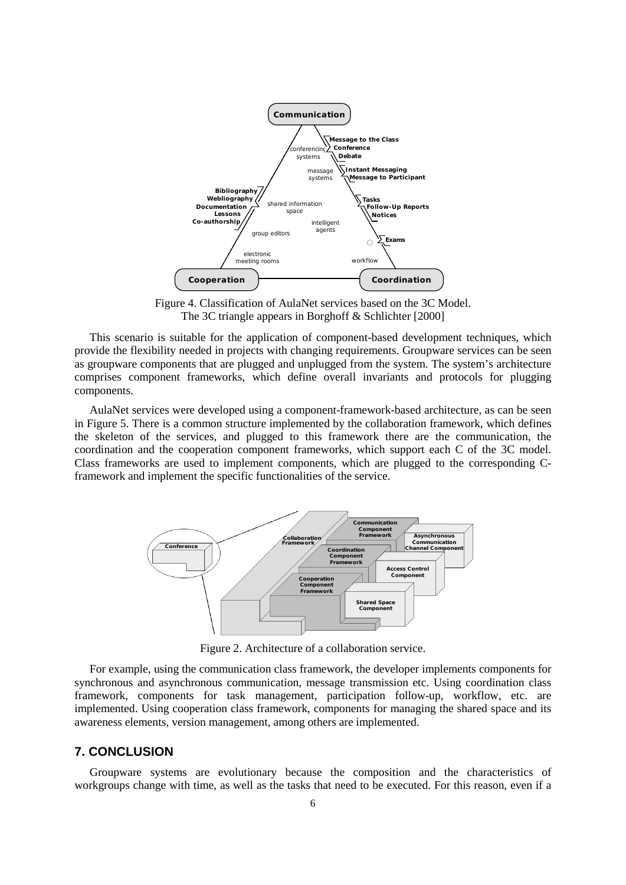Figure 4. Classification of AulaNet services based on the 3C Model.
The 3C triangle appears in Borghoff & Schlichter [2000]

This scenario is suitable for the application of component-based development techniques, which provide the flexibility needed in projects with changing requirements. Groupware services can be seen as groupware components that are plugged and unplugged from the system. The system's architecture comprises component frameworks, which define overall invariants and protocols for plugging components.

AulaNet services were developed using a component-framework-based architecture, as can be seen in Figure 5. There is a common structure implemented by the collaboration framework, which defines the skeleton of the services, and plugged to this framework there are the communication, the coordination and the cooperation component frameworks, which support each C of the 3C model. Class frameworks are used to implement components, which are plugged to the corresponding C-framework and implement the specific functionalities of the service.

Figure 2. Architecture of a collaboration service.

For example, using the communication class framework, the developer implements components for synchronous and asynchronous communication, message transmission etc. Using coordination class framework, components for task management, participation follow-up, workflow, etc. are implemented. Using cooperation class framework, components for managing the shared space and its awareness elements, version management, among others are implemented.

## 7. CONCLUSION

Groupware systems are evolutionary because the composition and the characteristics of workgroups change with time, as well as the tasks that need to be executed. For this reason, even if a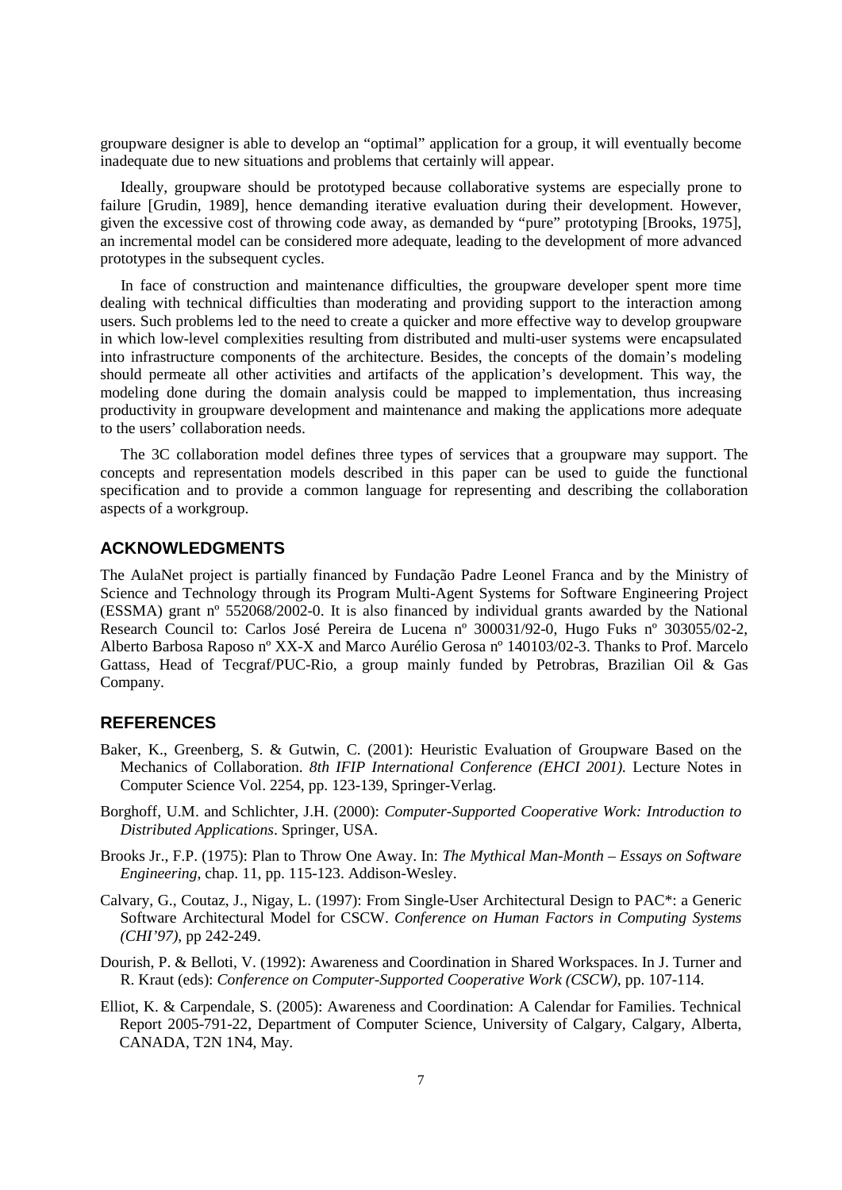groupware designer is able to develop an "optimal" application for a group, it will eventually become inadequate due to new situations and problems that certainly will appear.

Ideally, groupware should be prototyped because collaborative systems are especially prone to failure [Grudin, 1989], hence demanding iterative evaluation during their development. However, given the excessive cost of throwing code away, as demanded by "pure" prototyping [Brooks, 1975], an incremental model can be considered more adequate, leading to the development of more advanced prototypes in the subsequent cycles.

In face of construction and maintenance difficulties, the groupware developer spent more time dealing with technical difficulties than moderating and providing support to the interaction among users. Such problems led to the need to create a quicker and more effective way to develop groupware in which low-level complexities resulting from distributed and multi-user systems were encapsulated into infrastructure components of the architecture. Besides, the concepts of the domain's modeling should permeate all other activities and artifacts of the application's development. This way, the modeling done during the domain analysis could be mapped to implementation, thus increasing productivity in groupware development and maintenance and making the applications more adequate to the users' collaboration needs.

The 3C collaboration model defines three types of services that a groupware may support. The concepts and representation models described in this paper can be used to guide the functional specification and to provide a common language for representing and describing the collaboration aspects of a workgroup.

## ACKNOWLEDGMENTS

The AulaNet project is partially financed by Fundação Padre Leonel Franca and by the Ministry of Science and Technology through its Program Multi-Agent Systems for Software Engineering Project (ESSMA) grant nº 552068/2002-0. It is also financed by individual grants awarded by the National Research Council to: Carlos José Pereira de Lucena nº 300031/92-0, Hugo Fuks nº 303055/02-2, Alberto Barbosa Raposo nº XX-X and Marco Aurélio Gerosa nº 140103/02-3. Thanks to Prof. Marcelo Gattass, Head of Tecgraf/PUC-Rio, a group mainly funded by Petrobras, Brazilian Oil & Gas Company.

## REFERENCES

Baker, K., Greenberg, S. & Gutwin, C. (2001): Heuristic Evaluation of Groupware Based on the Mechanics of Collaboration. *8th IFIP International Conference (EHCI 2001)*. Lecture Notes in Computer Science Vol. 2254, pp. 123-139, Springer-Verlag.

Borghoff, U.M. and Schlichter, J.H. (2000): *Computer-Supported Cooperative Work: Introduction to Distributed Applications*. Springer, USA.

Brooks Jr., F.P. (1975): Plan to Throw One Away. In: *The Mythical Man-Month – Essays on Software Engineering*, chap. 11, pp. 115-123. Addison-Wesley.

Calvary, G., Coutaz, J., Nigay, L. (1997): From Single-User Architectural Design to PAC*: a Generic Software Architectural Model for CSCW. *Conference on Human Factors in Computing Systems (CHI'97)*, pp 242-249.

Dourish, P. & Belloti, V. (1992): Awareness and Coordination in Shared Workspaces. In J. Turner and R. Kraut (eds): *Conference on Computer-Supported Cooperative Work (CSCW)*, pp. 107-114.

Elliot, K. & Carpendale, S. (2005): Awareness and Coordination: A Calendar for Families. Technical Report 2005-791-22, Department of Computer Science, University of Calgary, Calgary, Alberta, CANADA, T2N 1N4, May.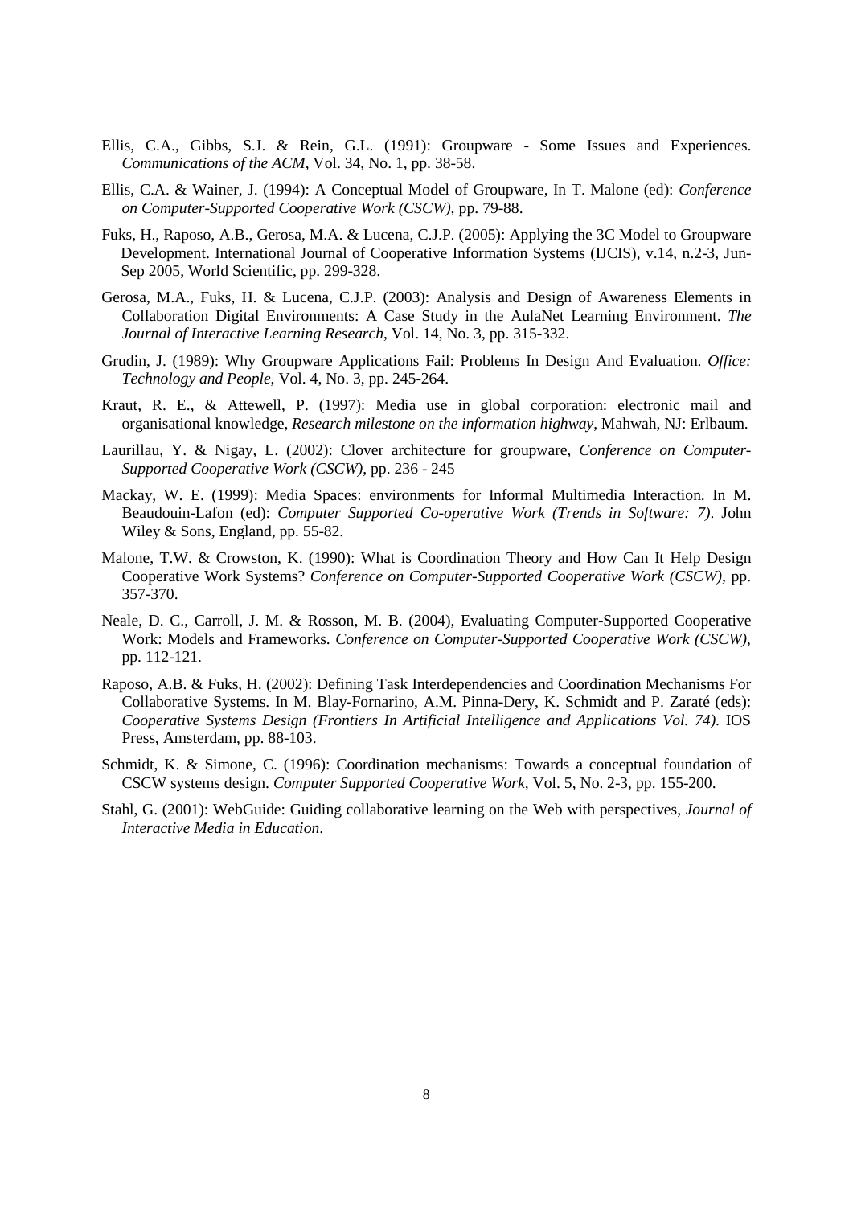Ellis, C.A., Gibbs, S.J. & Rein, G.L. (1991): Groupware - Some Issues and Experiences. *Communications of the ACM*, Vol. 34, No. 1, pp. 38-58.

Ellis, C.A. & Wainer, J. (1994): A Conceptual Model of Groupware, In T. Malone (ed): *Conference on Computer-Supported Cooperative Work (CSCW)*, pp. 79-88.

Fuks, H., Raposo, A.B., Gerosa, M.A. & Lucena, C.J.P. (2005): Applying the 3C Model to Groupware Development. International Journal of Cooperative Information Systems (IJCIS), v.14, n.2-3, Jun-Sep 2005, World Scientific, pp. 299-328.

Gerosa, M.A., Fuks, H. & Lucena, C.J.P. (2003): Analysis and Design of Awareness Elements in Collaboration Digital Environments: A Case Study in the AulaNet Learning Environment. *The Journal of Interactive Learning Research*, Vol. 14, No. 3, pp. 315-332.

Grudin, J. (1989): Why Groupware Applications Fail: Problems In Design And Evaluation. *Office: Technology and People*, Vol. 4, No. 3, pp. 245-264.

Kraut, R. E., & Attewell, P. (1997): Media use in global corporation: electronic mail and organisational knowledge, *Research milestone on the information highway*, Mahwah, NJ: Erlbaum.

Laurillau, Y. & Nigay, L. (2002): Clover architecture for groupware, *Conference on Computer-Supported Cooperative Work (CSCW)*, pp. 236 - 245

Mackay, W. E. (1999): Media Spaces: environments for Informal Multimedia Interaction. In M. Beaudouin-Lafon (ed): *Computer Supported Co-operative Work (Trends in Software: 7)*. John Wiley & Sons, England, pp. 55-82.

Malone, T.W. & Crowston, K. (1990): What is Coordination Theory and How Can It Help Design Cooperative Work Systems? *Conference on Computer-Supported Cooperative Work (CSCW)*, pp. 357-370.

Neale, D. C., Carroll, J. M. & Rosson, M. B. (2004), Evaluating Computer-Supported Cooperative Work: Models and Frameworks. *Conference on Computer-Supported Cooperative Work (CSCW)*, pp. 112-121.

Raposo, A.B. & Fuks, H. (2002): Defining Task Interdependencies and Coordination Mechanisms For Collaborative Systems. In M. Blay-Fornarino, A.M. Pinna-Dery, K. Schmidt and P. Zaraté (eds): *Cooperative Systems Design (Frontiers In Artificial Intelligence and Applications Vol. 74)*. IOS Press, Amsterdam, pp. 88-103.

Schmidt, K. & Simone, C. (1996): Coordination mechanisms: Towards a conceptual foundation of CSCW systems design. *Computer Supported Cooperative Work*, Vol. 5, No. 2-3, pp. 155-200.

Stahl, G. (2001): WebGuide: Guiding collaborative learning on the Web with perspectives, *Journal of Interactive Media in Education*.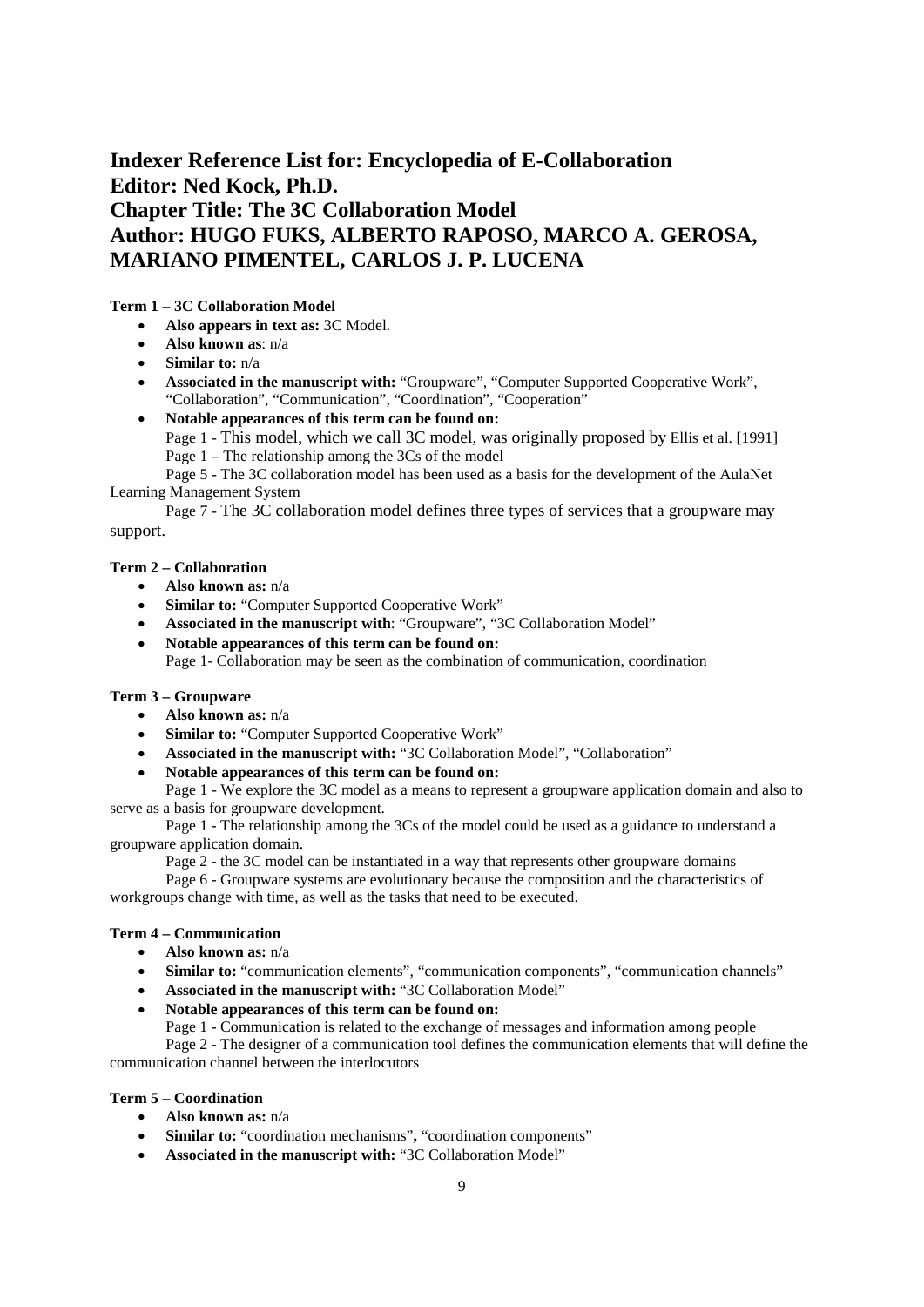# Indexer Reference List for: Encyclopedia of E-Collaboration
# Editor: Ned Kock, Ph.D.
# Chapter Title: The 3C Collaboration Model
# Author: HUGO FUKS, ALBERTO RAPOSO, MARCO A. GEROSA, MARIANO PIMENTEL, CARLOS J. P. LUCENA

**Term 1 – 3C Collaboration Model**

- **Also appears in text as:** 3C Model.
- **Also known as**: n/a
- **Similar to:** n/a
- **Associated in the manuscript with:** "Groupware", "Computer Supported Cooperative Work", "Collaboration", "Communication", "Coordination", "Cooperation"
- **Notable appearances of this term can be found on:**

  Page 1 - This model, which we call 3C model, was originally proposed by Ellis et al. [1991]

  Page 1 – The relationship among the 3Cs of the model

  Page 5 - The 3C collaboration model has been used as a basis for the development of the AulaNet Learning Management System

  Page 7 - The 3C collaboration model defines three types of services that a groupware may support.

**Term 2 – Collaboration**

- **Also known as:** n/a
- **Similar to:** "Computer Supported Cooperative Work"
- **Associated in the manuscript with**: "Groupware", "3C Collaboration Model"
- **Notable appearances of this term can be found on:**

  Page 1- Collaboration may be seen as the combination of communication, coordination

**Term 3 – Groupware**

- **Also known as:** n/a
- **Similar to:** "Computer Supported Cooperative Work"
- **Associated in the manuscript with:** "3C Collaboration Model", "Collaboration"
- **Notable appearances of this term can be found on:**

  Page 1 - We explore the 3C model as a means to represent a groupware application domain and also to serve as a basis for groupware development.

  Page 1 - The relationship among the 3Cs of the model could be used as a guidance to understand a groupware application domain.

  Page 2 - the 3C model can be instantiated in a way that represents other groupware domains

  Page 6 - Groupware systems are evolutionary because the composition and the characteristics of workgroups change with time, as well as the tasks that need to be executed.

**Term 4 – Communication**

- **Also known as:** n/a
- **Similar to:** "communication elements", "communication components", "communication channels"
- **Associated in the manuscript with:** "3C Collaboration Model"
- **Notable appearances of this term can be found on:**

  Page 1 - Communication is related to the exchange of messages and information among people

  Page 2 - The designer of a communication tool defines the communication elements that will define the communication channel between the interlocutors

**Term 5 – Coordination**

- **Also known as:** n/a
- **Similar to:** "coordination mechanisms", "coordination components"
- **Associated in the manuscript with:** "3C Collaboration Model"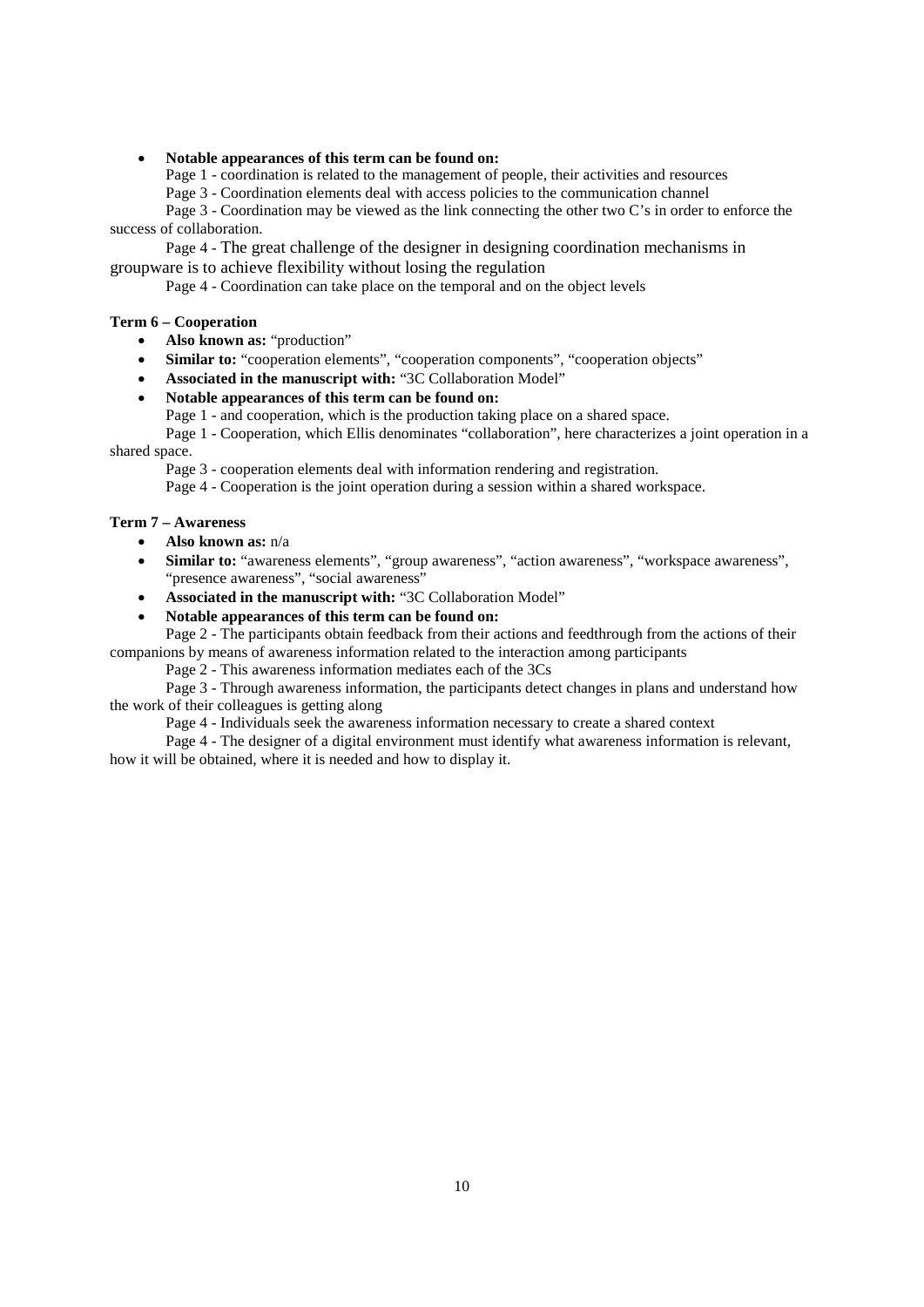- **Notable appearances of this term can be found on:**

  Page 1 - coordination is related to the management of people, their activities and resources

  Page 3 - Coordination elements deal with access policies to the communication channel

  Page 3 - Coordination may be viewed as the link connecting the other two C's in order to enforce the success of collaboration.

  Page 4 - The great challenge of the designer in designing coordination mechanisms in groupware is to achieve flexibility without losing the regulation

  Page 4 - Coordination can take place on the temporal and on the object levels

**Term 6 – Cooperation**

- **Also known as:** "production"
- **Similar to:** "cooperation elements", "cooperation components", "cooperation objects"
- **Associated in the manuscript with:** "3C Collaboration Model"
- **Notable appearances of this term can be found on:**

  Page 1 - and cooperation, which is the production taking place on a shared space.

  Page 1 - Cooperation, which Ellis denominates "collaboration", here characterizes a joint operation in a shared space.

  Page 3 - cooperation elements deal with information rendering and registration.

  Page 4 - Cooperation is the joint operation during a session within a shared workspace.

**Term 7 – Awareness**

- **Also known as:** n/a
- **Similar to:** "awareness elements", "group awareness", "action awareness", "workspace awareness", "presence awareness", "social awareness"
- **Associated in the manuscript with:** "3C Collaboration Model"
- **Notable appearances of this term can be found on:**

  Page 2 - The participants obtain feedback from their actions and feedthrough from the actions of their companions by means of awareness information related to the interaction among participants

  Page 2 - This awareness information mediates each of the 3Cs

  Page 3 - Through awareness information, the participants detect changes in plans and understand how the work of their colleagues is getting along

  Page 4 - Individuals seek the awareness information necessary to create a shared context

  Page 4 - The designer of a digital environment must identify what awareness information is relevant, how it will be obtained, where it is needed and how to display it.